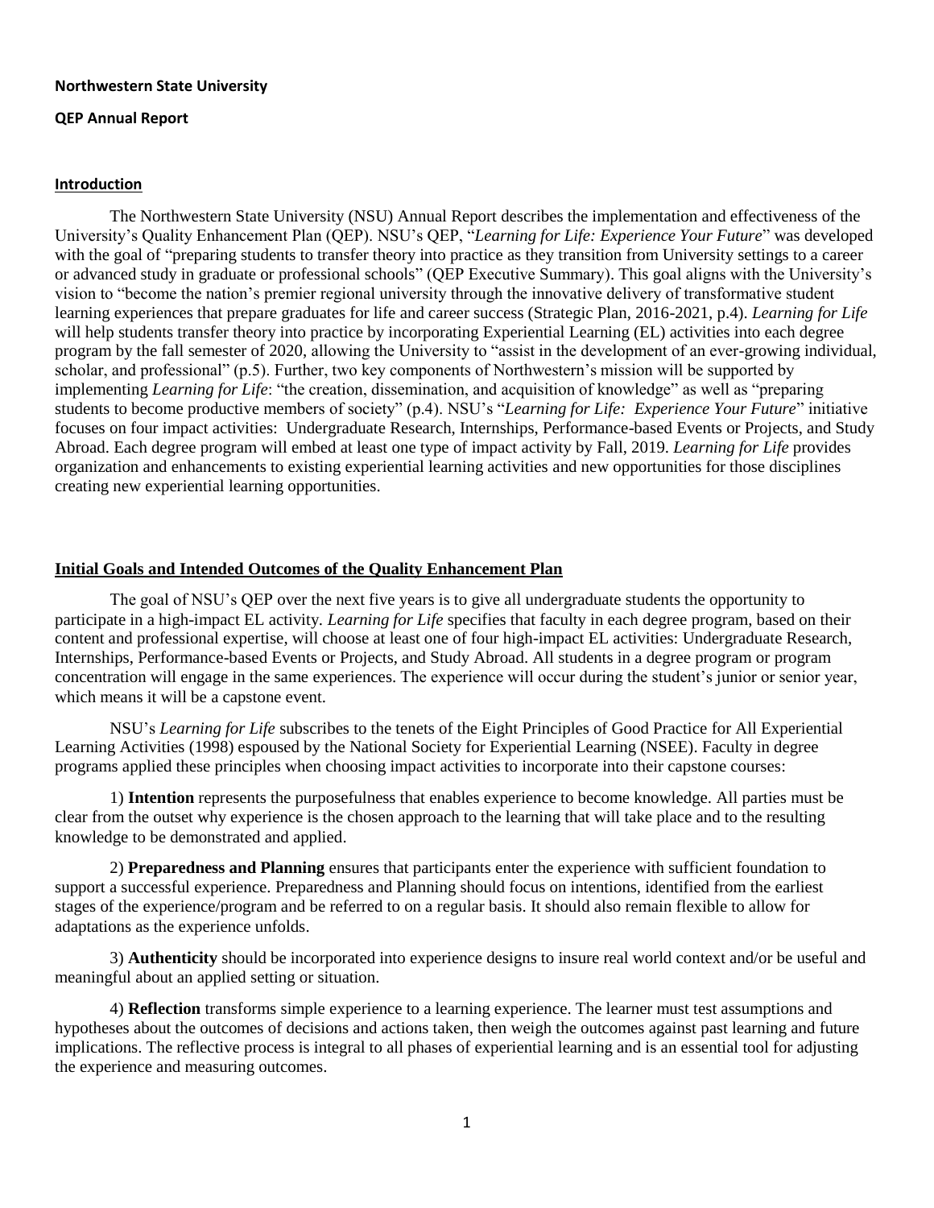**Northwestern State University**

**QEP Annual Report**

## Introduction

The Northwestern State University (NSU) Annual Report describes the implementation and effectiveness of the University's Quality Enhancement Plan (QEP). NSU's QEP, "*Learning for Life: Experience Your Future*" was developed with the goal of "preparing students to transfer theory into practice as they transition from University settings to a career or advanced study in graduate or professional schools" (QEP Executive Summary). This goal aligns with the University's vision to "become the nation's premier regional university through the innovative delivery of transformative student learning experiences that prepare graduates for life and career success (Strategic Plan, 2016-2021, p.4). *Learning for Life* will help students transfer theory into practice by incorporating Experiential Learning (EL) activities into each degree program by the fall semester of 2020, allowing the University to "assist in the development of an ever-growing individual, scholar, and professional" (p.5). Further, two key components of Northwestern's mission will be supported by implementing *Learning for Life*: "the creation, dissemination, and acquisition of knowledge" as well as "preparing students to become productive members of society" (p.4). NSU's "*Learning for Life: Experience Your Future*" initiative focuses on four impact activities: Undergraduate Research, Internships, Performance-based Events or Projects, and Study Abroad. Each degree program will embed at least one type of impact activity by Fall, 2019. *Learning for Life* provides organization and enhancements to existing experiential learning activities and new opportunities for those disciplines creating new experiential learning opportunities.

## Initial Goals and Intended Outcomes of the Quality Enhancement Plan

The goal of NSU's QEP over the next five years is to give all undergraduate students the opportunity to participate in a high-impact EL activity. *Learning for Life* specifies that faculty in each degree program, based on their content and professional expertise, will choose at least one of four high-impact EL activities: Undergraduate Research, Internships, Performance-based Events or Projects, and Study Abroad. All students in a degree program or program concentration will engage in the same experiences. The experience will occur during the student's junior or senior year, which means it will be a capstone event.

NSU's *Learning for Life* subscribes to the tenets of the Eight Principles of Good Practice for All Experiential Learning Activities (1998) espoused by the National Society for Experiential Learning (NSEE). Faculty in degree programs applied these principles when choosing impact activities to incorporate into their capstone courses:

1) **Intention** represents the purposefulness that enables experience to become knowledge. All parties must be clear from the outset why experience is the chosen approach to the learning that will take place and to the resulting knowledge to be demonstrated and applied.

2) **Preparedness and Planning** ensures that participants enter the experience with sufficient foundation to support a successful experience. Preparedness and Planning should focus on intentions, identified from the earliest stages of the experience/program and be referred to on a regular basis. It should also remain flexible to allow for adaptations as the experience unfolds.

3) **Authenticity** should be incorporated into experience designs to insure real world context and/or be useful and meaningful about an applied setting or situation.

4) **Reflection** transforms simple experience to a learning experience. The learner must test assumptions and hypotheses about the outcomes of decisions and actions taken, then weigh the outcomes against past learning and future implications. The reflective process is integral to all phases of experiential learning and is an essential tool for adjusting the experience and measuring outcomes.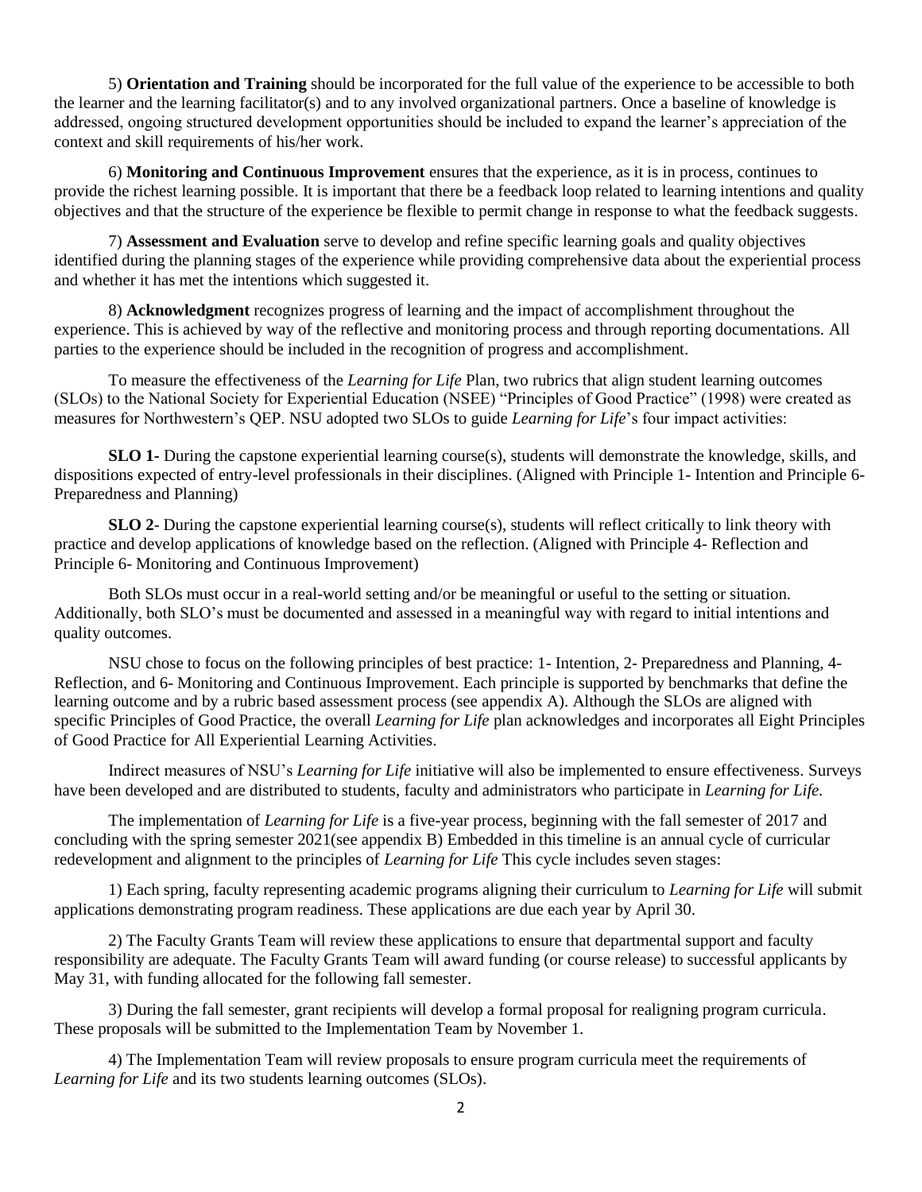5) **Orientation and Training** should be incorporated for the full value of the experience to be accessible to both the learner and the learning facilitator(s) and to any involved organizational partners. Once a baseline of knowledge is addressed, ongoing structured development opportunities should be included to expand the learner's appreciation of the context and skill requirements of his/her work.

6) **Monitoring and Continuous Improvement** ensures that the experience, as it is in process, continues to provide the richest learning possible. It is important that there be a feedback loop related to learning intentions and quality objectives and that the structure of the experience be flexible to permit change in response to what the feedback suggests.

7) **Assessment and Evaluation** serve to develop and refine specific learning goals and quality objectives identified during the planning stages of the experience while providing comprehensive data about the experiential process and whether it has met the intentions which suggested it.

8) **Acknowledgment** recognizes progress of learning and the impact of accomplishment throughout the experience. This is achieved by way of the reflective and monitoring process and through reporting documentations. All parties to the experience should be included in the recognition of progress and accomplishment.

To measure the effectiveness of the *Learning for Life* Plan, two rubrics that align student learning outcomes (SLOs) to the National Society for Experiential Education (NSEE) "Principles of Good Practice" (1998) were created as measures for Northwestern's QEP. NSU adopted two SLOs to guide *Learning for Life*'s four impact activities:

**SLO 1-** During the capstone experiential learning course(s), students will demonstrate the knowledge, skills, and dispositions expected of entry-level professionals in their disciplines. (Aligned with Principle 1- Intention and Principle 6- Preparedness and Planning)

**SLO 2**- During the capstone experiential learning course(s), students will reflect critically to link theory with practice and develop applications of knowledge based on the reflection. (Aligned with Principle 4- Reflection and Principle 6- Monitoring and Continuous Improvement)

Both SLOs must occur in a real-world setting and/or be meaningful or useful to the setting or situation. Additionally, both SLO's must be documented and assessed in a meaningful way with regard to initial intentions and quality outcomes.

NSU chose to focus on the following principles of best practice: 1- Intention, 2- Preparedness and Planning, 4- Reflection, and 6- Monitoring and Continuous Improvement. Each principle is supported by benchmarks that define the learning outcome and by a rubric based assessment process (see appendix A). Although the SLOs are aligned with specific Principles of Good Practice, the overall *Learning for Life* plan acknowledges and incorporates all Eight Principles of Good Practice for All Experiential Learning Activities.

Indirect measures of NSU's *Learning for Life* initiative will also be implemented to ensure effectiveness. Surveys have been developed and are distributed to students, faculty and administrators who participate in *Learning for Life*.

The implementation of *Learning for Life* is a five-year process, beginning with the fall semester of 2017 and concluding with the spring semester 2021(see appendix B) Embedded in this timeline is an annual cycle of curricular redevelopment and alignment to the principles of *Learning for Life* This cycle includes seven stages:

1) Each spring, faculty representing academic programs aligning their curriculum to *Learning for Life* will submit applications demonstrating program readiness. These applications are due each year by April 30.

2) The Faculty Grants Team will review these applications to ensure that departmental support and faculty responsibility are adequate. The Faculty Grants Team will award funding (or course release) to successful applicants by May 31, with funding allocated for the following fall semester.

3) During the fall semester, grant recipients will develop a formal proposal for realigning program curricula. These proposals will be submitted to the Implementation Team by November 1.

4) The Implementation Team will review proposals to ensure program curricula meet the requirements of *Learning for Life* and its two students learning outcomes (SLOs).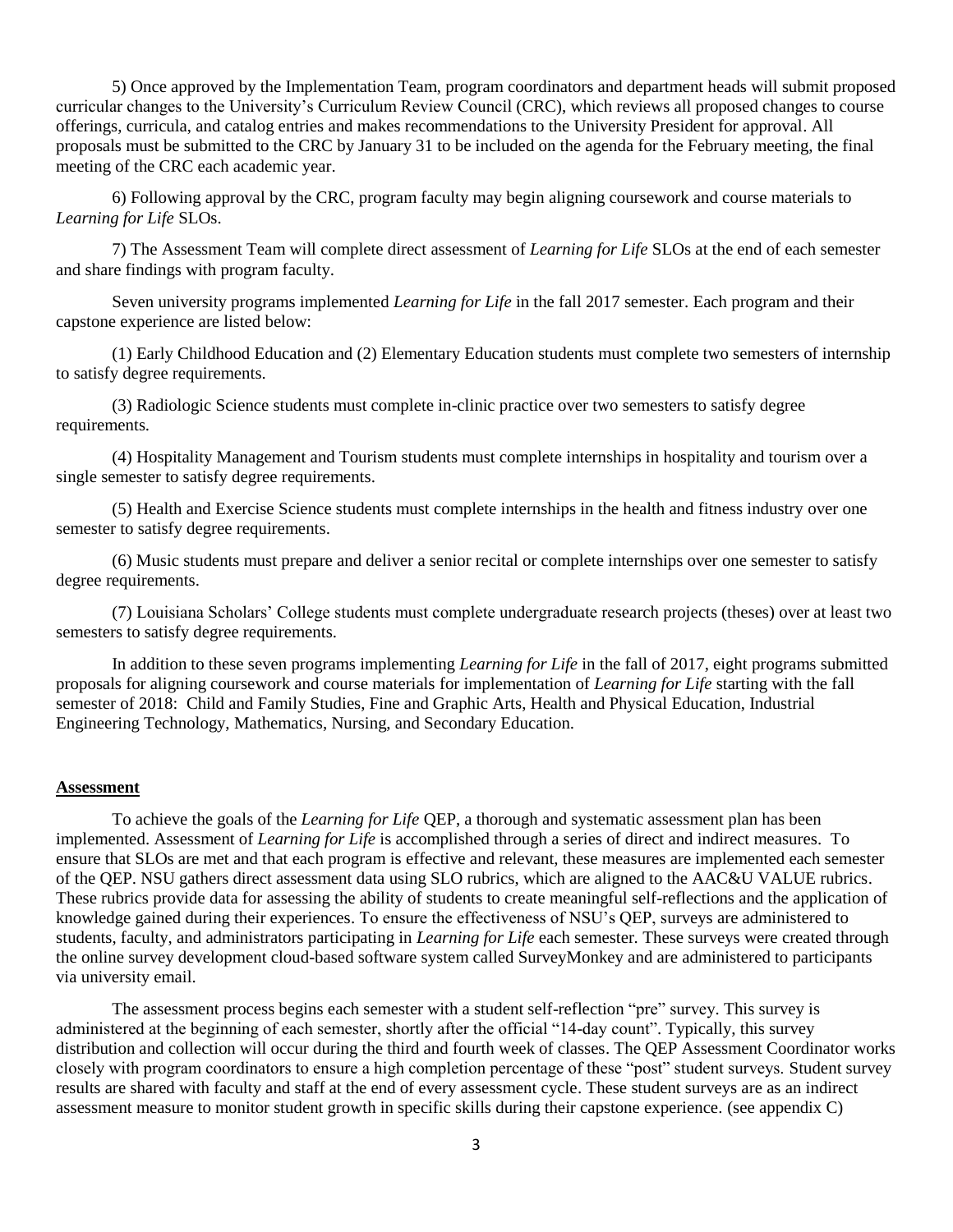5) Once approved by the Implementation Team, program coordinators and department heads will submit proposed curricular changes to the University's Curriculum Review Council (CRC), which reviews all proposed changes to course offerings, curricula, and catalog entries and makes recommendations to the University President for approval. All proposals must be submitted to the CRC by January 31 to be included on the agenda for the February meeting, the final meeting of the CRC each academic year.

6) Following approval by the CRC, program faculty may begin aligning coursework and course materials to *Learning for Life* SLOs.

7) The Assessment Team will complete direct assessment of *Learning for Life* SLOs at the end of each semester and share findings with program faculty.

Seven university programs implemented *Learning for Life* in the fall 2017 semester. Each program and their capstone experience are listed below:

(1) Early Childhood Education and (2) Elementary Education students must complete two semesters of internship to satisfy degree requirements.

(3) Radiologic Science students must complete in-clinic practice over two semesters to satisfy degree requirements.

(4) Hospitality Management and Tourism students must complete internships in hospitality and tourism over a single semester to satisfy degree requirements.

(5) Health and Exercise Science students must complete internships in the health and fitness industry over one semester to satisfy degree requirements.

(6) Music students must prepare and deliver a senior recital or complete internships over one semester to satisfy degree requirements.

(7) Louisiana Scholars' College students must complete undergraduate research projects (theses) over at least two semesters to satisfy degree requirements.

In addition to these seven programs implementing *Learning for Life* in the fall of 2017, eight programs submitted proposals for aligning coursework and course materials for implementation of *Learning for Life* starting with the fall semester of 2018: Child and Family Studies, Fine and Graphic Arts, Health and Physical Education, Industrial Engineering Technology, Mathematics, Nursing, and Secondary Education.

## Assessment

To achieve the goals of the *Learning for Life* QEP, a thorough and systematic assessment plan has been implemented. Assessment of *Learning for Life* is accomplished through a series of direct and indirect measures. To ensure that SLOs are met and that each program is effective and relevant, these measures are implemented each semester of the QEP. NSU gathers direct assessment data using SLO rubrics, which are aligned to the AAC&U VALUE rubrics. These rubrics provide data for assessing the ability of students to create meaningful self-reflections and the application of knowledge gained during their experiences. To ensure the effectiveness of NSU's QEP, surveys are administered to students, faculty, and administrators participating in *Learning for Life* each semester. These surveys were created through the online survey development cloud-based software system called SurveyMonkey and are administered to participants via university email.

The assessment process begins each semester with a student self-reflection "pre" survey. This survey is administered at the beginning of each semester, shortly after the official "14-day count". Typically, this survey distribution and collection will occur during the third and fourth week of classes. The QEP Assessment Coordinator works closely with program coordinators to ensure a high completion percentage of these "post" student surveys. Student survey results are shared with faculty and staff at the end of every assessment cycle. These student surveys are as an indirect assessment measure to monitor student growth in specific skills during their capstone experience. (see appendix C)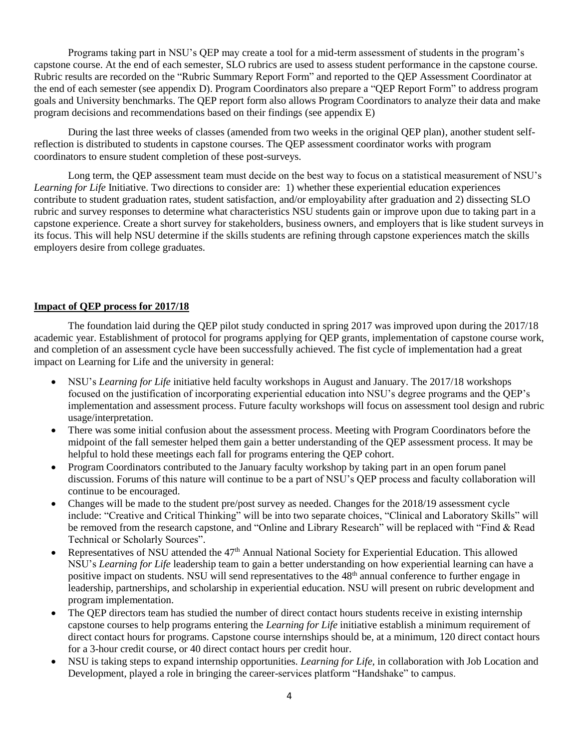Programs taking part in NSU's QEP may create a tool for a mid-term assessment of students in the program's capstone course. At the end of each semester, SLO rubrics are used to assess student performance in the capstone course. Rubric results are recorded on the "Rubric Summary Report Form" and reported to the QEP Assessment Coordinator at the end of each semester (see appendix D). Program Coordinators also prepare a "QEP Report Form" to address program goals and University benchmarks. The QEP report form also allows Program Coordinators to analyze their data and make program decisions and recommendations based on their findings (see appendix E)

During the last three weeks of classes (amended from two weeks in the original QEP plan), another student self-reflection is distributed to students in capstone courses. The QEP assessment coordinator works with program coordinators to ensure student completion of these post-surveys.

Long term, the QEP assessment team must decide on the best way to focus on a statistical measurement of NSU's *Learning for Life* Initiative. Two directions to consider are: 1) whether these experiential education experiences contribute to student graduation rates, student satisfaction, and/or employability after graduation and 2) dissecting SLO rubric and survey responses to determine what characteristics NSU students gain or improve upon due to taking part in a capstone experience. Create a short survey for stakeholders, business owners, and employers that is like student surveys in its focus. This will help NSU determine if the skills students are refining through capstone experiences match the skills employers desire from college graduates.

**Impact of QEP process for 2017/18**

The foundation laid during the QEP pilot study conducted in spring 2017 was improved upon during the 2017/18 academic year. Establishment of protocol for programs applying for QEP grants, implementation of capstone course work, and completion of an assessment cycle have been successfully achieved. The fist cycle of implementation had a great impact on Learning for Life and the university in general:

- NSU's *Learning for Life* initiative held faculty workshops in August and January. The 2017/18 workshops focused on the justification of incorporating experiential education into NSU's degree programs and the QEP's implementation and assessment process. Future faculty workshops will focus on assessment tool design and rubric usage/interpretation.
- There was some initial confusion about the assessment process. Meeting with Program Coordinators before the midpoint of the fall semester helped them gain a better understanding of the QEP assessment process. It may be helpful to hold these meetings each fall for programs entering the QEP cohort.
- Program Coordinators contributed to the January faculty workshop by taking part in an open forum panel discussion. Forums of this nature will continue to be a part of NSU's QEP process and faculty collaboration will continue to be encouraged.
- Changes will be made to the student pre/post survey as needed. Changes for the 2018/19 assessment cycle include: "Creative and Critical Thinking" will be into two separate choices, "Clinical and Laboratory Skills" will be removed from the research capstone, and "Online and Library Research" will be replaced with "Find & Read Technical or Scholarly Sources".
- Representatives of NSU attended the 47th Annual National Society for Experiential Education. This allowed NSU's *Learning for Life* leadership team to gain a better understanding on how experiential learning can have a positive impact on students. NSU will send representatives to the 48th annual conference to further engage in leadership, partnerships, and scholarship in experiential education. NSU will present on rubric development and program implementation.
- The QEP directors team has studied the number of direct contact hours students receive in existing internship capstone courses to help programs entering the *Learning for Life* initiative establish a minimum requirement of direct contact hours for programs. Capstone course internships should be, at a minimum, 120 direct contact hours for a 3-hour credit course, or 40 direct contact hours per credit hour.
- NSU is taking steps to expand internship opportunities. *Learning for Life,* in collaboration with Job Location and Development, played a role in bringing the career-services platform "Handshake" to campus.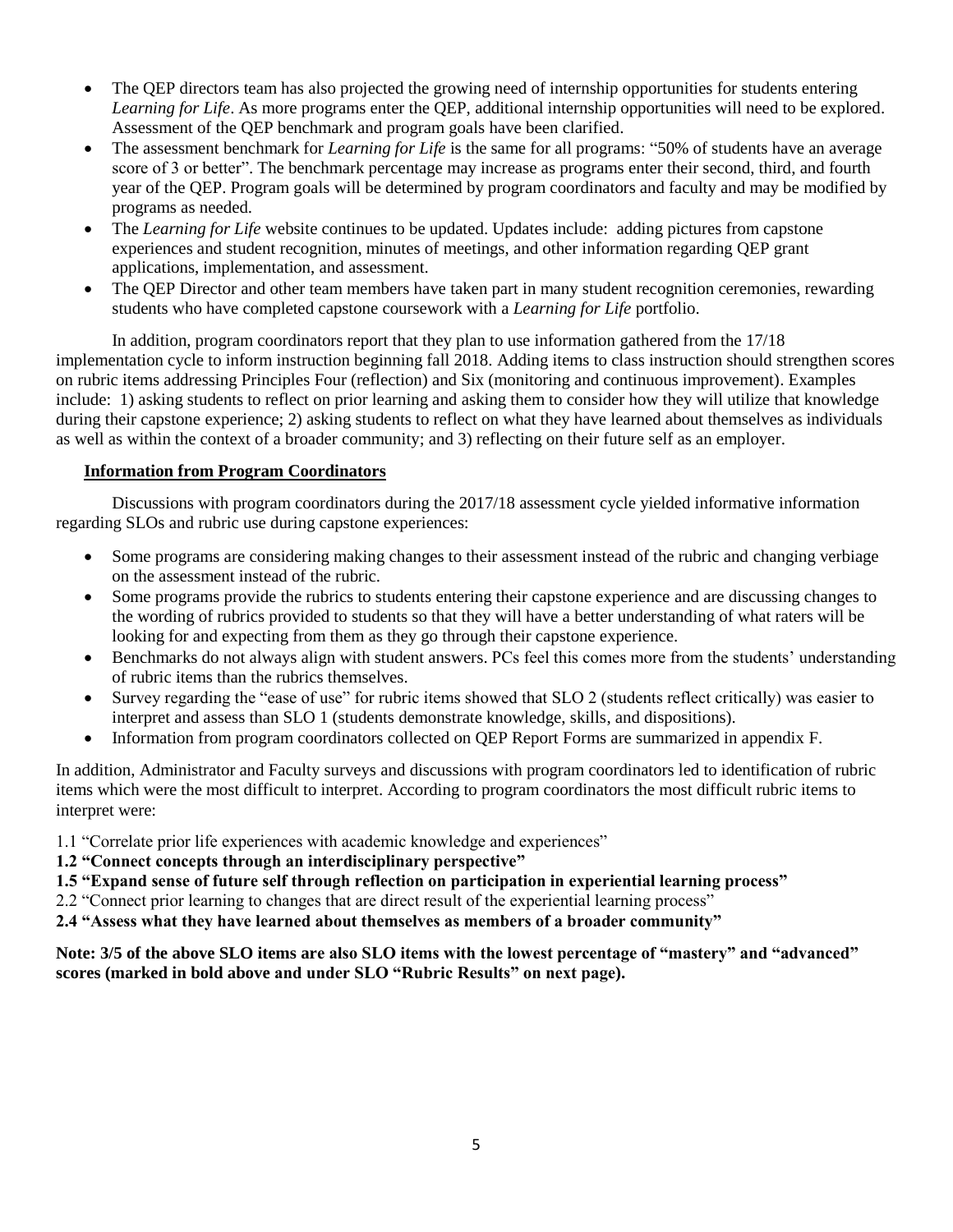- The QEP directors team has also projected the growing need of internship opportunities for students entering *Learning for Life*. As more programs enter the QEP, additional internship opportunities will need to be explored. Assessment of the QEP benchmark and program goals have been clarified.
- The assessment benchmark for *Learning for Life* is the same for all programs: "50% of students have an average score of 3 or better". The benchmark percentage may increase as programs enter their second, third, and fourth year of the QEP. Program goals will be determined by program coordinators and faculty and may be modified by programs as needed.
- The *Learning for Life* website continues to be updated. Updates include: adding pictures from capstone experiences and student recognition, minutes of meetings, and other information regarding QEP grant applications, implementation, and assessment.
- The QEP Director and other team members have taken part in many student recognition ceremonies, rewarding students who have completed capstone coursework with a *Learning for Life* portfolio.

In addition, program coordinators report that they plan to use information gathered from the 17/18 implementation cycle to inform instruction beginning fall 2018. Adding items to class instruction should strengthen scores on rubric items addressing Principles Four (reflection) and Six (monitoring and continuous improvement). Examples include: 1) asking students to reflect on prior learning and asking them to consider how they will utilize that knowledge during their capstone experience; 2) asking students to reflect on what they have learned about themselves as individuals as well as within the context of a broader community; and 3) reflecting on their future self as an employer.

## Information from Program Coordinators

Discussions with program coordinators during the 2017/18 assessment cycle yielded informative information regarding SLOs and rubric use during capstone experiences:

- Some programs are considering making changes to their assessment instead of the rubric and changing verbiage on the assessment instead of the rubric.
- Some programs provide the rubrics to students entering their capstone experience and are discussing changes to the wording of rubrics provided to students so that they will have a better understanding of what raters will be looking for and expecting from them as they go through their capstone experience.
- Benchmarks do not always align with student answers. PCs feel this comes more from the students' understanding of rubric items than the rubrics themselves.
- Survey regarding the "ease of use" for rubric items showed that SLO 2 (students reflect critically) was easier to interpret and assess than SLO 1 (students demonstrate knowledge, skills, and dispositions).
- Information from program coordinators collected on QEP Report Forms are summarized in appendix F.

In addition, Administrator and Faculty surveys and discussions with program coordinators led to identification of rubric items which were the most difficult to interpret. According to program coordinators the most difficult rubric items to interpret were:

1.1 "Correlate prior life experiences with academic knowledge and experiences"
**1.2 "Connect concepts through an interdisciplinary perspective"**
**1.5 "Expand sense of future self through reflection on participation in experiential learning process"**
2.2 "Connect prior learning to changes that are direct result of the experiential learning process"
**2.4 "Assess what they have learned about themselves as members of a broader community"**

**Note: 3/5 of the above SLO items are also SLO items with the lowest percentage of "mastery" and "advanced" scores (marked in bold above and under SLO "Rubric Results" on next page).**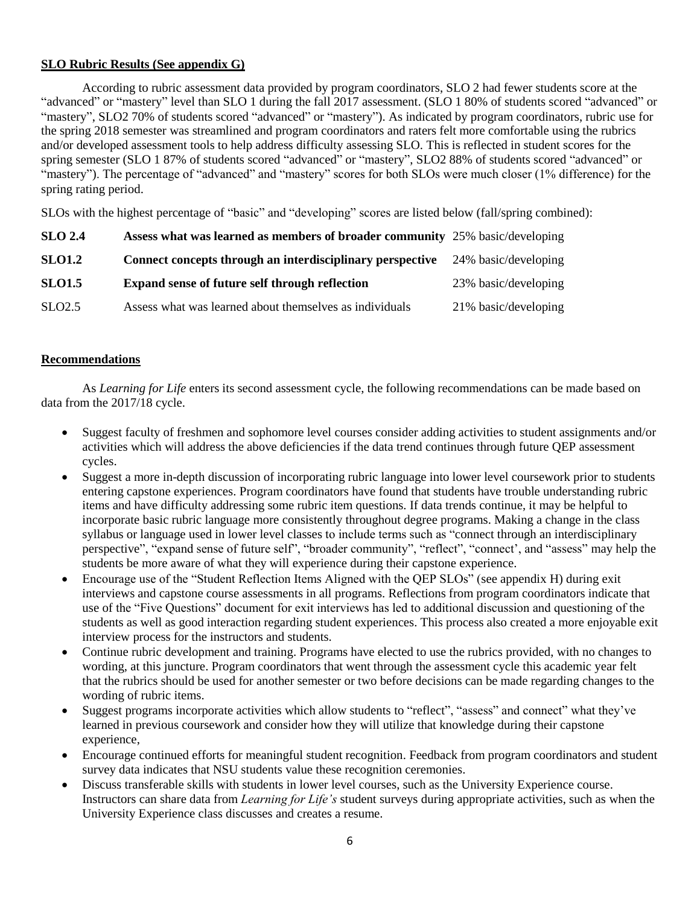**SLO Rubric Results (See appendix G)**

According to rubric assessment data provided by program coordinators, SLO 2 had fewer students score at the "advanced" or "mastery" level than SLO 1 during the fall 2017 assessment. (SLO 1 80% of students scored "advanced" or "mastery", SLO2 70% of students scored "advanced" or "mastery"). As indicated by program coordinators, rubric use for the spring 2018 semester was streamlined and program coordinators and raters felt more comfortable using the rubrics and/or developed assessment tools to help address difficulty assessing SLO. This is reflected in student scores for the spring semester (SLO 1 87% of students scored "advanced" or "mastery", SLO2 88% of students scored "advanced" or "mastery"). The percentage of "advanced" and "mastery" scores for both SLOs were much closer (1% difference) for the spring rating period.

SLOs with the highest percentage of "basic" and "developing" scores are listed below (fall/spring combined):

| | | |
|---|---|---|
| **SLO 2.4** | **Assess what was learned as members of broader community** | 25% basic/developing |
| **SLO1.2** | **Connect concepts through an interdisciplinary perspective** | 24% basic/developing |
| **SLO1.5** | **Expand sense of future self through reflection** | 23% basic/developing |
| SLO2.5 | Assess what was learned about themselves as individuals | 21% basic/developing |

**Recommendations**

As *Learning for Life* enters its second assessment cycle, the following recommendations can be made based on data from the 2017/18 cycle.

- Suggest faculty of freshmen and sophomore level courses consider adding activities to student assignments and/or activities which will address the above deficiencies if the data trend continues through future QEP assessment cycles.
- Suggest a more in-depth discussion of incorporating rubric language into lower level coursework prior to students entering capstone experiences. Program coordinators have found that students have trouble understanding rubric items and have difficulty addressing some rubric item questions. If data trends continue, it may be helpful to incorporate basic rubric language more consistently throughout degree programs. Making a change in the class syllabus or language used in lower level classes to include terms such as "connect through an interdisciplinary perspective", "expand sense of future self", "broader community", "reflect", "connect', and "assess" may help the students be more aware of what they will experience during their capstone experience.
- Encourage use of the "Student Reflection Items Aligned with the QEP SLOs" (see appendix H) during exit interviews and capstone course assessments in all programs. Reflections from program coordinators indicate that use of the "Five Questions" document for exit interviews has led to additional discussion and questioning of the students as well as good interaction regarding student experiences. This process also created a more enjoyable exit interview process for the instructors and students.
- Continue rubric development and training. Programs have elected to use the rubrics provided, with no changes to wording, at this juncture. Program coordinators that went through the assessment cycle this academic year felt that the rubrics should be used for another semester or two before decisions can be made regarding changes to the wording of rubric items.
- Suggest programs incorporate activities which allow students to "reflect", "assess" and connect" what they've learned in previous coursework and consider how they will utilize that knowledge during their capstone experience,
- Encourage continued efforts for meaningful student recognition. Feedback from program coordinators and student survey data indicates that NSU students value these recognition ceremonies.
- Discuss transferable skills with students in lower level courses, such as the University Experience course. Instructors can share data from *Learning for Life's* student surveys during appropriate activities, such as when the University Experience class discusses and creates a resume.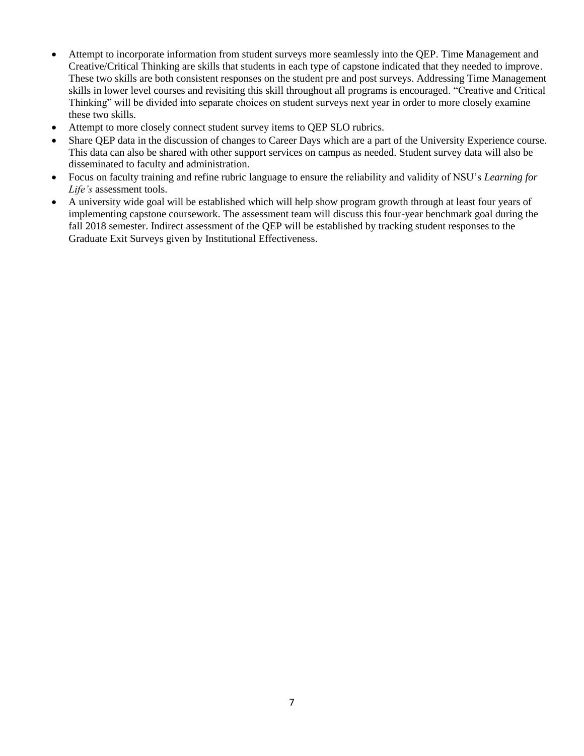- Attempt to incorporate information from student surveys more seamlessly into the QEP. Time Management and Creative/Critical Thinking are skills that students in each type of capstone indicated that they needed to improve. These two skills are both consistent responses on the student pre and post surveys. Addressing Time Management skills in lower level courses and revisiting this skill throughout all programs is encouraged. "Creative and Critical Thinking" will be divided into separate choices on student surveys next year in order to more closely examine these two skills.
- Attempt to more closely connect student survey items to QEP SLO rubrics.
- Share QEP data in the discussion of changes to Career Days which are a part of the University Experience course. This data can also be shared with other support services on campus as needed. Student survey data will also be disseminated to faculty and administration.
- Focus on faculty training and refine rubric language to ensure the reliability and validity of NSU's *Learning for Life's* assessment tools.
- A university wide goal will be established which will help show program growth through at least four years of implementing capstone coursework. The assessment team will discuss this four-year benchmark goal during the fall 2018 semester. Indirect assessment of the QEP will be established by tracking student responses to the Graduate Exit Surveys given by Institutional Effectiveness.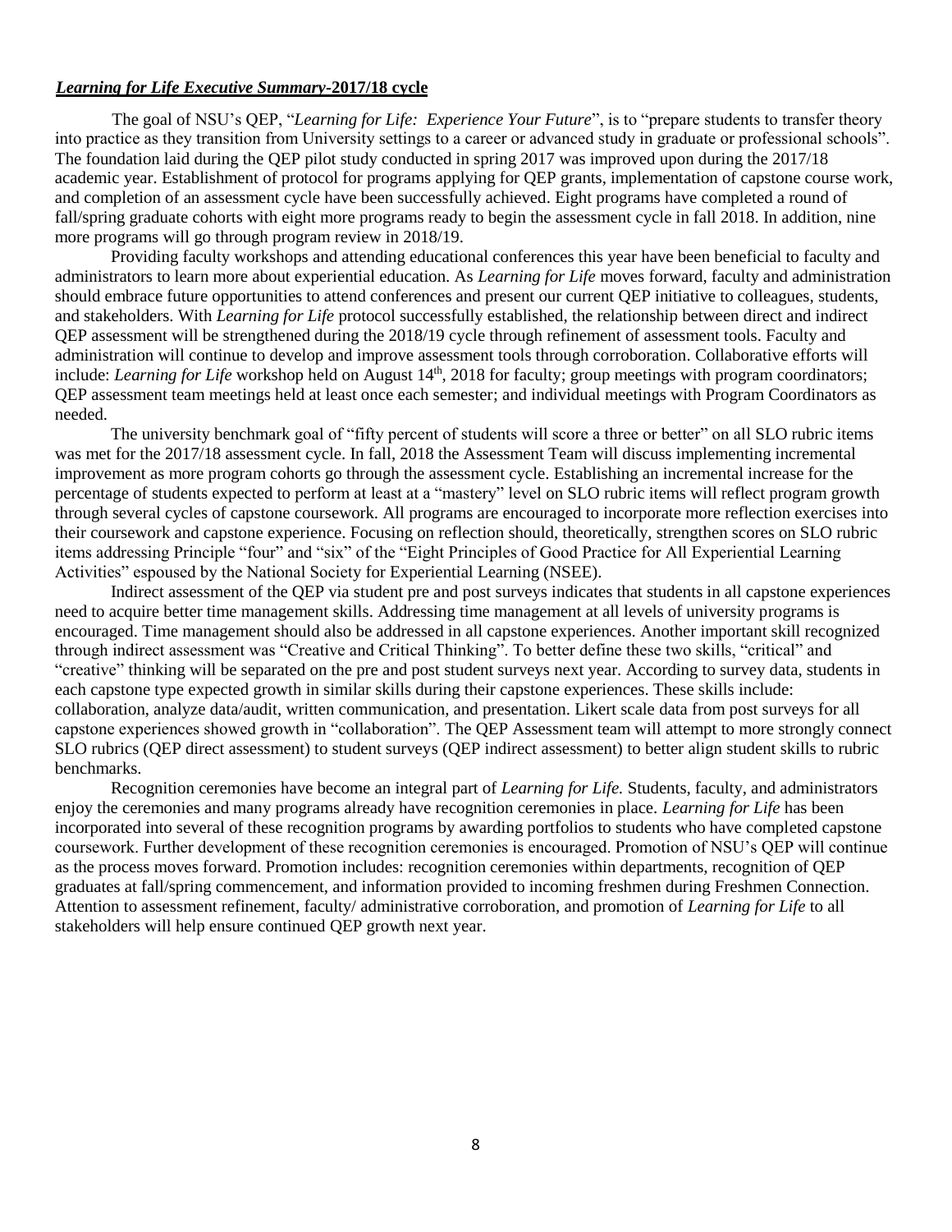***Learning for Life Executive Summary*-2017/18 cycle**

The goal of NSU's QEP, "*Learning for Life: Experience Your Future*", is to "prepare students to transfer theory into practice as they transition from University settings to a career or advanced study in graduate or professional schools". The foundation laid during the QEP pilot study conducted in spring 2017 was improved upon during the 2017/18 academic year. Establishment of protocol for programs applying for QEP grants, implementation of capstone course work, and completion of an assessment cycle have been successfully achieved. Eight programs have completed a round of fall/spring graduate cohorts with eight more programs ready to begin the assessment cycle in fall 2018. In addition, nine more programs will go through program review in 2018/19.

Providing faculty workshops and attending educational conferences this year have been beneficial to faculty and administrators to learn more about experiential education. As *Learning for Life* moves forward, faculty and administration should embrace future opportunities to attend conferences and present our current QEP initiative to colleagues, students, and stakeholders. With *Learning for Life* protocol successfully established, the relationship between direct and indirect QEP assessment will be strengthened during the 2018/19 cycle through refinement of assessment tools. Faculty and administration will continue to develop and improve assessment tools through corroboration. Collaborative efforts will include: *Learning for Life* workshop held on August 14th, 2018 for faculty; group meetings with program coordinators; QEP assessment team meetings held at least once each semester; and individual meetings with Program Coordinators as needed.

The university benchmark goal of "fifty percent of students will score a three or better" on all SLO rubric items was met for the 2017/18 assessment cycle. In fall, 2018 the Assessment Team will discuss implementing incremental improvement as more program cohorts go through the assessment cycle. Establishing an incremental increase for the percentage of students expected to perform at least at a "mastery" level on SLO rubric items will reflect program growth through several cycles of capstone coursework. All programs are encouraged to incorporate more reflection exercises into their coursework and capstone experience. Focusing on reflection should, theoretically, strengthen scores on SLO rubric items addressing Principle "four" and "six" of the "Eight Principles of Good Practice for All Experiential Learning Activities" espoused by the National Society for Experiential Learning (NSEE).

Indirect assessment of the QEP via student pre and post surveys indicates that students in all capstone experiences need to acquire better time management skills. Addressing time management at all levels of university programs is encouraged. Time management should also be addressed in all capstone experiences. Another important skill recognized through indirect assessment was "Creative and Critical Thinking". To better define these two skills, "critical" and "creative" thinking will be separated on the pre and post student surveys next year. According to survey data, students in each capstone type expected growth in similar skills during their capstone experiences. These skills include: collaboration, analyze data/audit, written communication, and presentation. Likert scale data from post surveys for all capstone experiences showed growth in "collaboration". The QEP Assessment team will attempt to more strongly connect SLO rubrics (QEP direct assessment) to student surveys (QEP indirect assessment) to better align student skills to rubric benchmarks.

Recognition ceremonies have become an integral part of *Learning for Life.* Students, faculty, and administrators enjoy the ceremonies and many programs already have recognition ceremonies in place. *Learning for Life* has been incorporated into several of these recognition programs by awarding portfolios to students who have completed capstone coursework. Further development of these recognition ceremonies is encouraged. Promotion of NSU's QEP will continue as the process moves forward. Promotion includes: recognition ceremonies within departments, recognition of QEP graduates at fall/spring commencement, and information provided to incoming freshmen during Freshmen Connection. Attention to assessment refinement, faculty/ administrative corroboration, and promotion of *Learning for Life* to all stakeholders will help ensure continued QEP growth next year.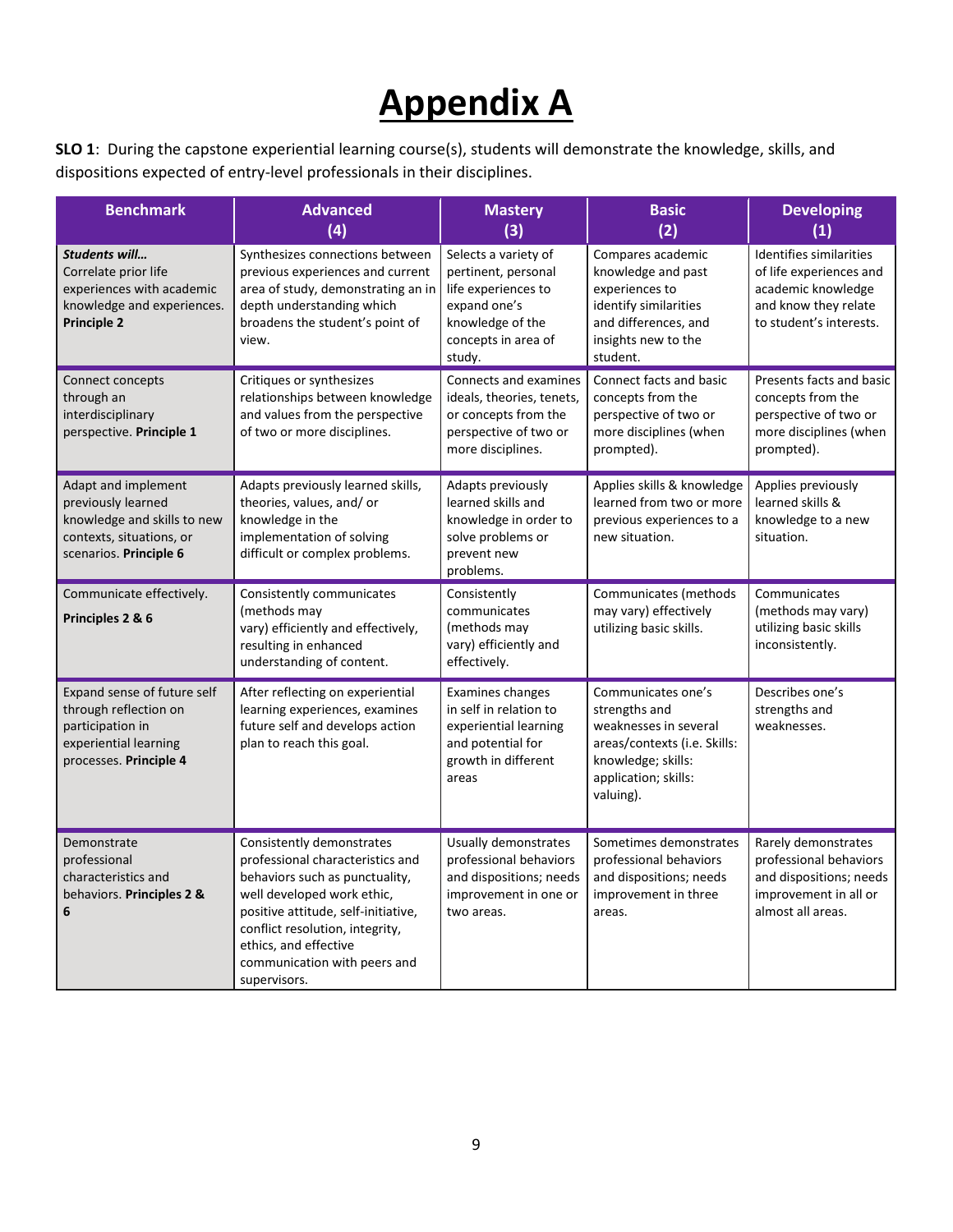# Appendix A

**SLO 1**: During the capstone experiential learning course(s), students will demonstrate the knowledge, skills, and dispositions expected of entry-level professionals in their disciplines.

| Benchmark | Advanced (4) | Mastery (3) | Basic (2) | Developing (1) |
|---|---|---|---|---|
| ***Students will…*** Correlate prior life experiences with academic knowledge and experiences. **Principle 2** | Synthesizes connections between previous experiences and current area of study, demonstrating an in depth understanding which broadens the student's point of view. | Selects a variety of pertinent, personal life experiences to expand one's knowledge of the concepts in area of study. | Compares academic knowledge and past experiences to identify similarities and differences, and insights new to the student. | Identifies similarities of life experiences and academic knowledge and know they relate to student's interests. |
| Connect concepts through an interdisciplinary perspective. **Principle 1** | Critiques or synthesizes relationships between knowledge and values from the perspective of two or more disciplines. | Connects and examines ideals, theories, tenets, or concepts from the perspective of two or more disciplines. | Connect facts and basic concepts from the perspective of two or more disciplines (when prompted). | Presents facts and basic concepts from the perspective of two or more disciplines (when prompted). |
| Adapt and implement previously learned knowledge and skills to new contexts, situations, or scenarios. **Principle 6** | Adapts previously learned skills, theories, values, and/ or knowledge in the implementation of solving difficult or complex problems. | Adapts previously learned skills and knowledge in order to solve problems or prevent new problems. | Applies skills & knowledge learned from two or more previous experiences to a new situation. | Applies previously learned skills & knowledge to a new situation. |
| Communicate effectively. **Principles 2 & 6** | Consistently communicates (methods may vary) efficiently and effectively, resulting in enhanced understanding of content. | Consistently communicates (methods may vary) efficiently and effectively. | Communicates (methods may vary) effectively utilizing basic skills. | Communicates (methods may vary) utilizing basic skills inconsistently. |
| Expand sense of future self through reflection on participation in experiential learning processes. **Principle 4** | After reflecting on experiential learning experiences, examines future self and develops action plan to reach this goal. | Examines changes in self in relation to experiential learning and potential for growth in different areas | Communicates one's strengths and weaknesses in several areas/contexts (i.e. Skills: knowledge; skills: application; skills: valuing). | Describes one's strengths and weaknesses. |
| Demonstrate professional characteristics and behaviors. **Principles 2 & 6** | Consistently demonstrates professional characteristics and behaviors such as punctuality, well developed work ethic, positive attitude, self-initiative, conflict resolution, integrity, ethics, and effective communication with peers and supervisors. | Usually demonstrates professional behaviors and dispositions; needs improvement in one or two areas. | Sometimes demonstrates professional behaviors and dispositions; needs improvement in three areas. | Rarely demonstrates professional behaviors and dispositions; needs improvement in all or almost all areas. |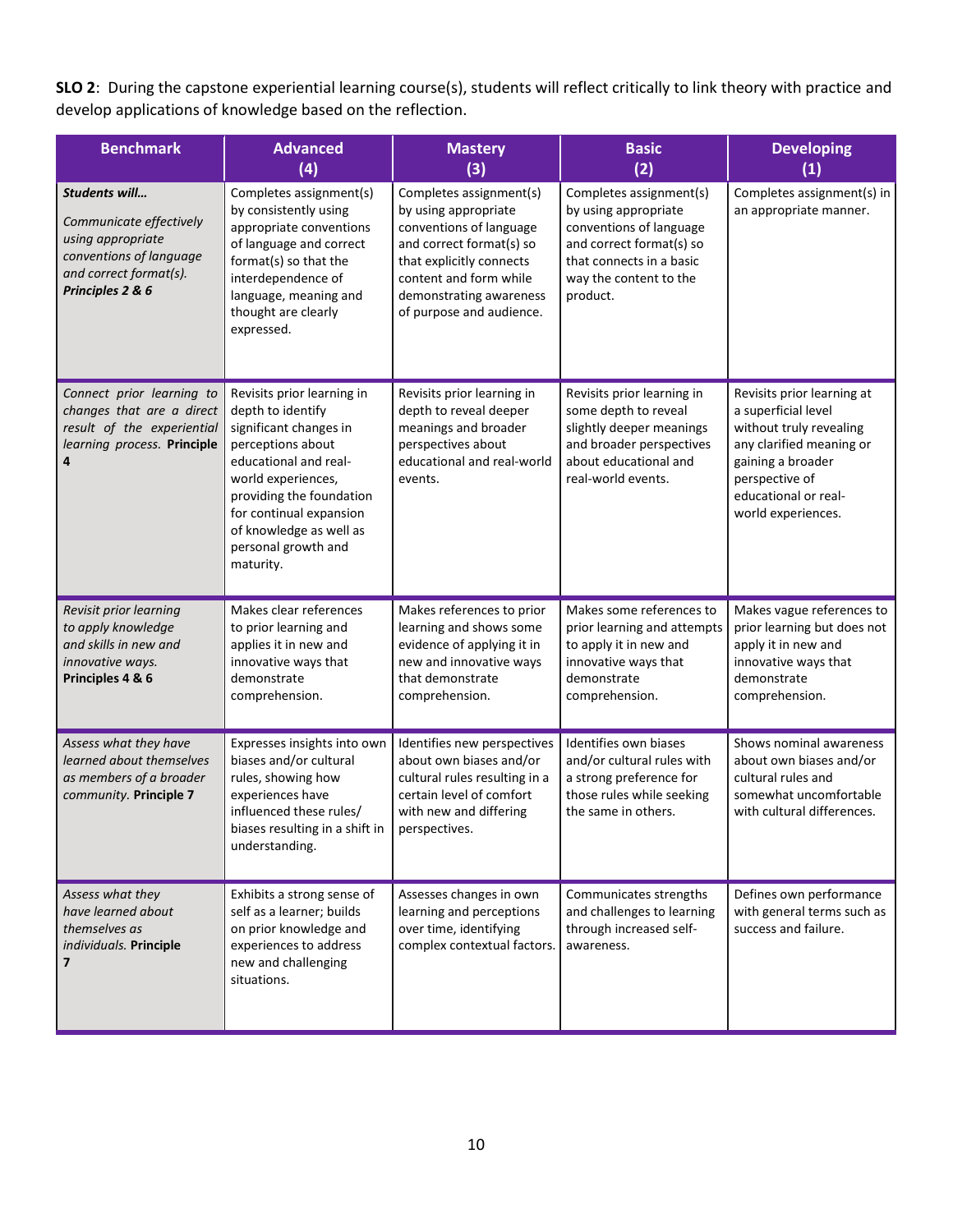**SLO 2**: During the capstone experiential learning course(s), students will reflect critically to link theory with practice and develop applications of knowledge based on the reflection.

| Benchmark | Advanced (4) | Mastery (3) | Basic (2) | Developing (1) |
|---|---|---|---|---|
| ***Students will...*** *Communicate effectively using appropriate conventions of language and correct format(s).* ***Principles 2 & 6*** | Completes assignment(s) by consistently using appropriate conventions of language and correct format(s) so that the interdependence of language, meaning and thought are clearly expressed. | Completes assignment(s) by using appropriate conventions of language and correct format(s) so that explicitly connects content and form while demonstrating awareness of purpose and audience. | Completes assignment(s) by using appropriate conventions of language and correct format(s) so that connects in a basic way the content to the product. | Completes assignment(s) in an appropriate manner. |
| *Connect prior learning to changes that are a direct result of the experiential learning process.* **Principle 4** | Revisits prior learning in depth to identify significant changes in perceptions about educational and real-world experiences, providing the foundation for continual expansion of knowledge as well as personal growth and maturity. | Revisits prior learning in depth to reveal deeper meanings and broader perspectives about educational and real-world events. | Revisits prior learning in some depth to reveal slightly deeper meanings and broader perspectives about educational and real-world events. | Revisits prior learning at a superficial level without truly revealing any clarified meaning or gaining a broader perspective of educational or real-world experiences. |
| *Revisit prior learning to apply knowledge and skills in new and innovative ways.* **Principles 4 & 6** | Makes clear references to prior learning and applies it in new and innovative ways that demonstrate comprehension. | Makes references to prior learning and shows some evidence of applying it in new and innovative ways that demonstrate comprehension. | Makes some references to prior learning and attempts to apply it in new and innovative ways that demonstrate comprehension. | Makes vague references to prior learning but does not apply it in new and innovative ways that demonstrate comprehension. |
| *Assess what they have learned about themselves as members of a broader community.* **Principle 7** | Expresses insights into own biases and/or cultural rules, showing how experiences have influenced these rules/ biases resulting in a shift in understanding. | Identifies new perspectives about own biases and/or cultural rules resulting in a certain level of comfort with new and differing perspectives. | Identifies own biases and/or cultural rules with a strong preference for those rules while seeking the same in others. | Shows nominal awareness about own biases and/or cultural rules and somewhat uncomfortable with cultural differences. |
| *Assess what they have learned about themselves as individuals.* **Principle 7** | Exhibits a strong sense of self as a learner; builds on prior knowledge and experiences to address new and challenging situations. | Assesses changes in own learning and perceptions over time, identifying complex contextual factors. | Communicates strengths and challenges to learning through increased self-awareness. | Defines own performance with general terms such as success and failure. |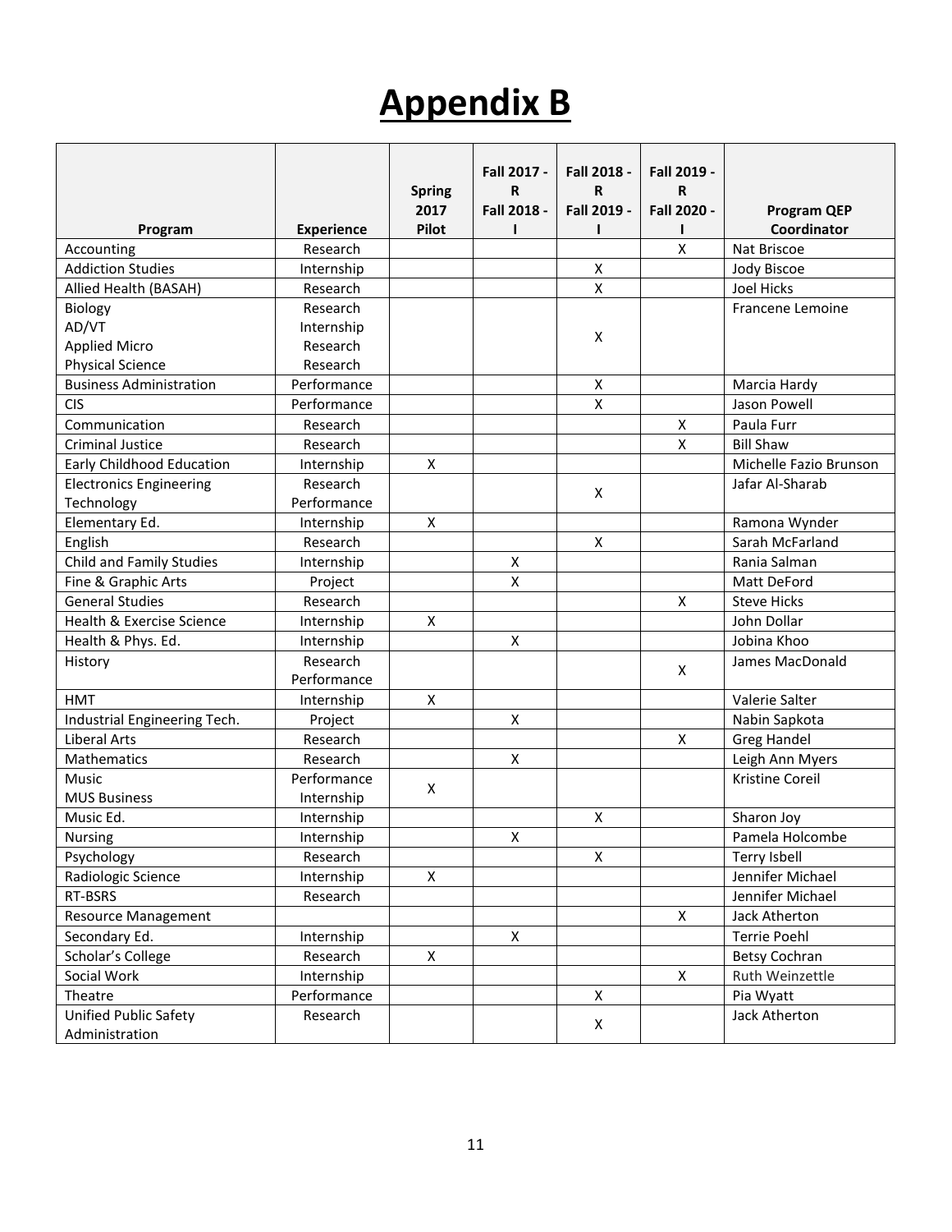# Appendix B

| Program | Experience | Spring 2017 Pilot | Fall 2017 - R Fall 2018 - I | Fall 2018 - R Fall 2019 - I | Fall 2019 - R Fall 2020 - I | Program QEP Coordinator |
|---|---|---|---|---|---|---|
| Accounting | Research | | | | X | Nat Briscoe |
| Addiction Studies | Internship | | | X | | Jody Biscoe |
| Allied Health (BASAH) | Research | | | X | | Joel Hicks |
| Biology<br>AD/VT<br>Applied Micro<br>Physical Science | Research<br>Internship<br>Research<br>Research | | | X | | Francene Lemoine |
| Business Administration | Performance | | | X | | Marcia Hardy |
| CIS | Performance | | | X | | Jason Powell |
| Communication | Research | | | | X | Paula Furr |
| Criminal Justice | Research | | | | X | Bill Shaw |
| Early Childhood Education | Internship | X | | | | Michelle Fazio Brunson |
| Electronics Engineering Technology | Research<br>Performance | | | X | | Jafar Al-Sharab |
| Elementary Ed. | Internship | X | | | | Ramona Wynder |
| English | Research | | | X | | Sarah McFarland |
| Child and Family Studies | Internship | | X | | | Rania Salman |
| Fine & Graphic Arts | Project | | X | | | Matt DeFord |
| General Studies | Research | | | | X | Steve Hicks |
| Health & Exercise Science | Internship | X | | | | John Dollar |
| Health & Phys. Ed. | Internship | | X | | | Jobina Khoo |
| History | Research<br>Performance | | | | X | James MacDonald |
| HMT | Internship | X | | | | Valerie Salter |
| Industrial Engineering Tech. | Project | | X | | | Nabin Sapkota |
| Liberal Arts | Research | | | | X | Greg Handel |
| Mathematics | Research | | X | | | Leigh Ann Myers |
| Music<br>MUS Business | Performance<br>Internship | X | | | | Kristine Coreil |
| Music Ed. | Internship | | | X | | Sharon Joy |
| Nursing | Internship | | X | | | Pamela Holcombe |
| Psychology | Research | | | X | | Terry Isbell |
| Radiologic Science | Internship | X | | | | Jennifer Michael |
| RT-BSRS | Research | | | | | Jennifer Michael |
| Resource Management | | | | | X | Jack Atherton |
| Secondary Ed. | Internship | | X | | | Terrie Poehl |
| Scholar's College | Research | X | | | | Betsy Cochran |
| Social Work | Internship | | | | X | Ruth Weinzettle |
| Theatre | Performance | | | X | | Pia Wyatt |
| Unified Public Safety Administration | Research | | | X | | Jack Atherton |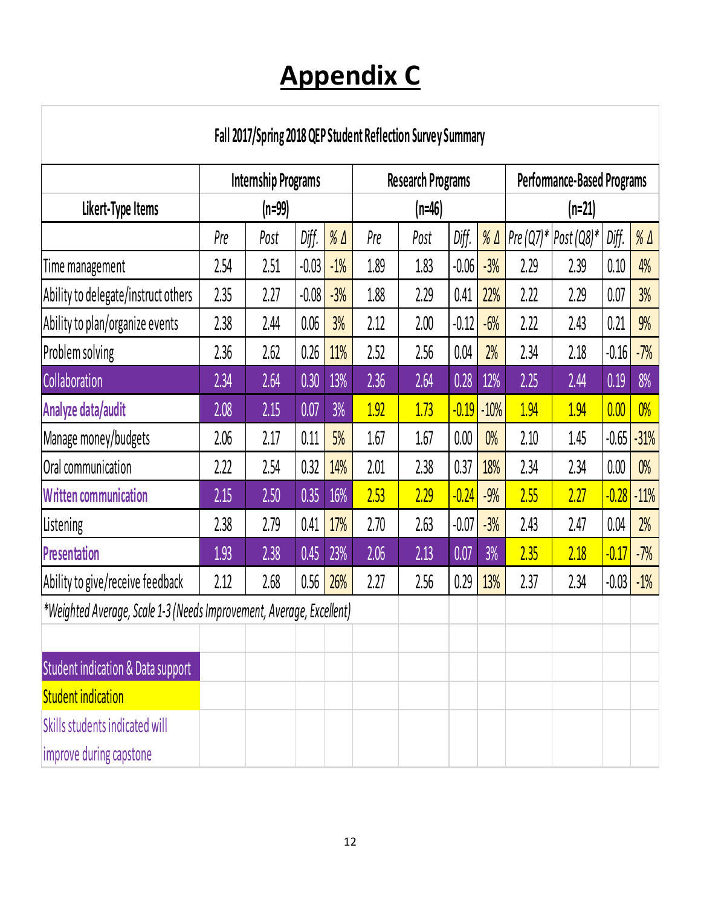# Appendix C

| Fall 2017/Spring 2018 QEP Student Reflection Survey Summary | | | | | | | | | | | | |
|---|---|---|---|---|---|---|---|---|---|---|---|---|
| Likert-Type Items | Internship Programs (n=99) | | | | Research Programs (n=46) | | | | Performance-Based Programs (n=21) | | | |
| | *Pre* | *Post* | *Diff.* | *% Δ* | *Pre* | *Post* | *Diff.* | *% Δ* | *Pre (Q7)\** | *Post (Q8)\** | *Diff.* | *% Δ* |
| Time management | 2.54 | 2.51 | -0.03 | -1% | 1.89 | 1.83 | -0.06 | -3% | 2.29 | 2.39 | 0.10 | 4% |
| Ability to delegate/instruct others | 2.35 | 2.27 | -0.08 | -3% | 1.88 | 2.29 | 0.41 | 22% | 2.22 | 2.29 | 0.07 | 3% |
| Ability to plan/organize events | 2.38 | 2.44 | 0.06 | 3% | 2.12 | 2.00 | -0.12 | -6% | 2.22 | 2.43 | 0.21 | 9% |
| Problem solving | 2.36 | 2.62 | 0.26 | 11% | 2.52 | 2.56 | 0.04 | 2% | 2.34 | 2.18 | -0.16 | -7% |
| Collaboration | 2.34 | 2.64 | 0.30 | 13% | 2.36 | 2.64 | 0.28 | 12% | 2.25 | 2.44 | 0.19 | 8% |
| Analyze data/audit | 2.08 | 2.15 | 0.07 | 3% | 1.92 | 1.73 | -0.19 | -10% | 1.94 | 1.94 | 0.00 | 0% |
| Manage money/budgets | 2.06 | 2.17 | 0.11 | 5% | 1.67 | 1.67 | 0.00 | 0% | 2.10 | 1.45 | -0.65 | -31% |
| Oral communication | 2.22 | 2.54 | 0.32 | 14% | 2.01 | 2.38 | 0.37 | 18% | 2.34 | 2.34 | 0.00 | 0% |
| Written communication | 2.15 | 2.50 | 0.35 | 16% | 2.53 | 2.29 | -0.24 | -9% | 2.55 | 2.27 | -0.28 | -11% |
| Listening | 2.38 | 2.79 | 0.41 | 17% | 2.70 | 2.63 | -0.07 | -3% | 2.43 | 2.47 | 0.04 | 2% |
| Presentation | 1.93 | 2.38 | 0.45 | 23% | 2.06 | 2.13 | 0.07 | 3% | 2.35 | 2.18 | -0.17 | -7% |
| Ability to give/receive feedback | 2.12 | 2.68 | 0.56 | 26% | 2.27 | 2.56 | 0.29 | 13% | 2.37 | 2.34 | -0.03 | -1% |

*\*Weighted Average, Scale 1-3 (Needs Improvement, Average, Excellent)*

Student indication & Data support

Student indication

Skills students indicated will improve during capstone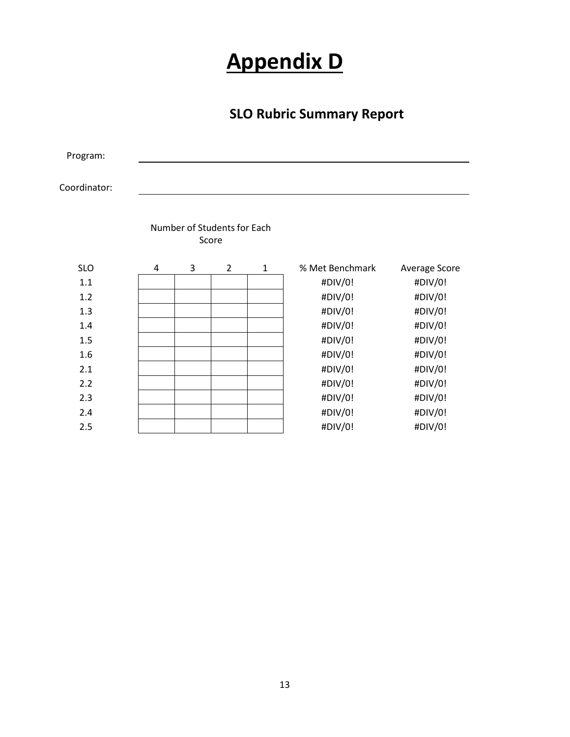# Appendix D

## SLO Rubric Summary Report

Program: ______________________________

Coordinator: ______________________________

| SLO | Number of Students for Each Score | | | | % Met Benchmark | Average Score |
|---|---|---|---|---|---|---|
| | 4 | 3 | 2 | 1 | | |
| 1.1 | | | | | #DIV/0! | #DIV/0! |
| 1.2 | | | | | #DIV/0! | #DIV/0! |
| 1.3 | | | | | #DIV/0! | #DIV/0! |
| 1.4 | | | | | #DIV/0! | #DIV/0! |
| 1.5 | | | | | #DIV/0! | #DIV/0! |
| 1.6 | | | | | #DIV/0! | #DIV/0! |
| 2.1 | | | | | #DIV/0! | #DIV/0! |
| 2.2 | | | | | #DIV/0! | #DIV/0! |
| 2.3 | | | | | #DIV/0! | #DIV/0! |
| 2.4 | | | | | #DIV/0! | #DIV/0! |
| 2.5 | | | | | #DIV/0! | #DIV/0! |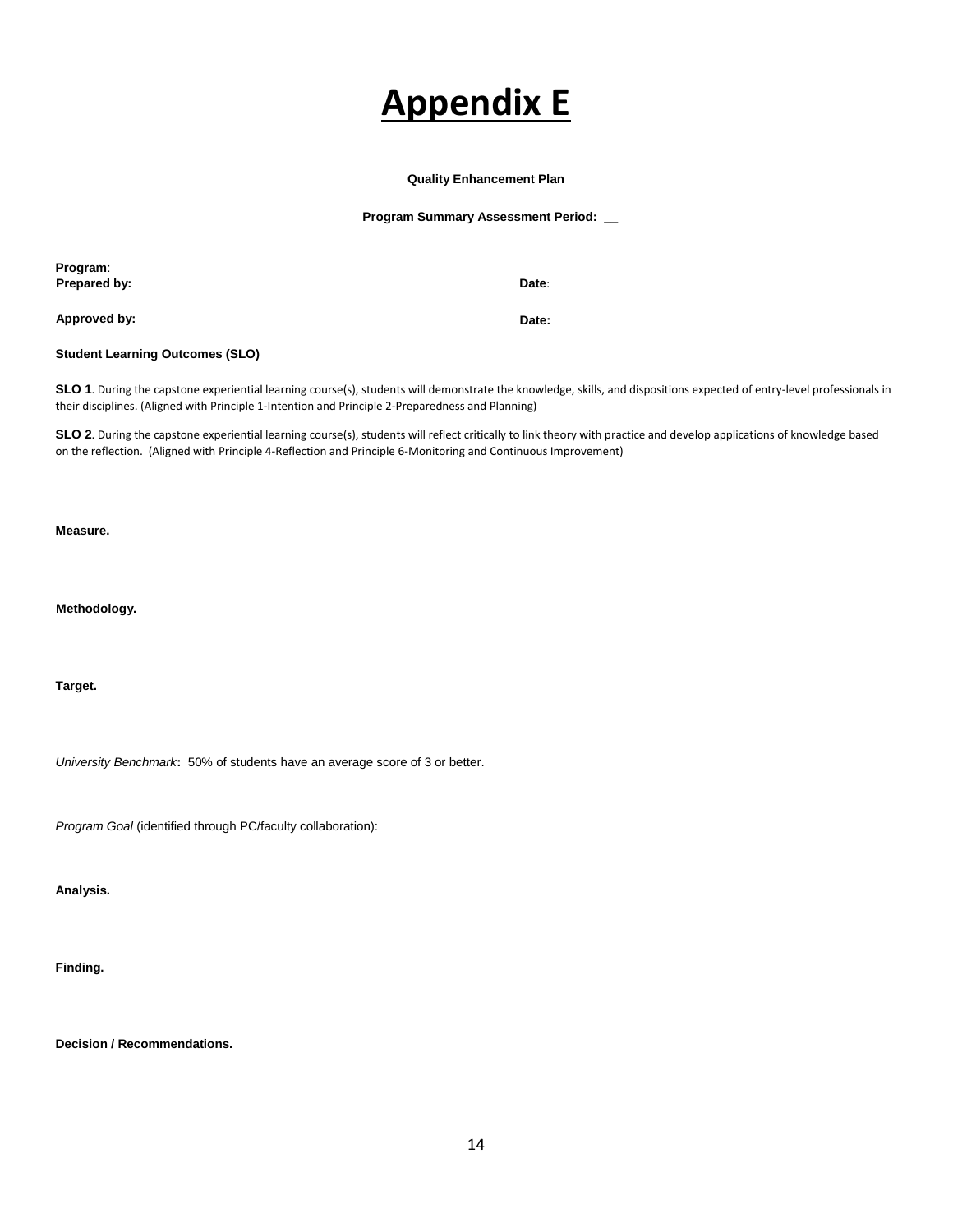# Appendix E

**Quality Enhancement Plan**

**Program Summary Assessment Period: __**

**Program**:
**Prepared by:** **Date**:

**Approved by:** **Date:**

**Student Learning Outcomes (SLO)**

**SLO 1**. During the capstone experiential learning course(s), students will demonstrate the knowledge, skills, and dispositions expected of entry-level professionals in their disciplines. (Aligned with Principle 1-Intention and Principle 2-Preparedness and Planning)

**SLO 2**. During the capstone experiential learning course(s), students will reflect critically to link theory with practice and develop applications of knowledge based on the reflection. (Aligned with Principle 4-Reflection and Principle 6-Monitoring and Continuous Improvement)

**Measure.**

**Methodology.**

**Target.**

*University Benchmark***:** 50% of students have an average score of 3 or better.

*Program Goal* (identified through PC/faculty collaboration):

**Analysis.**

**Finding.**

**Decision / Recommendations.**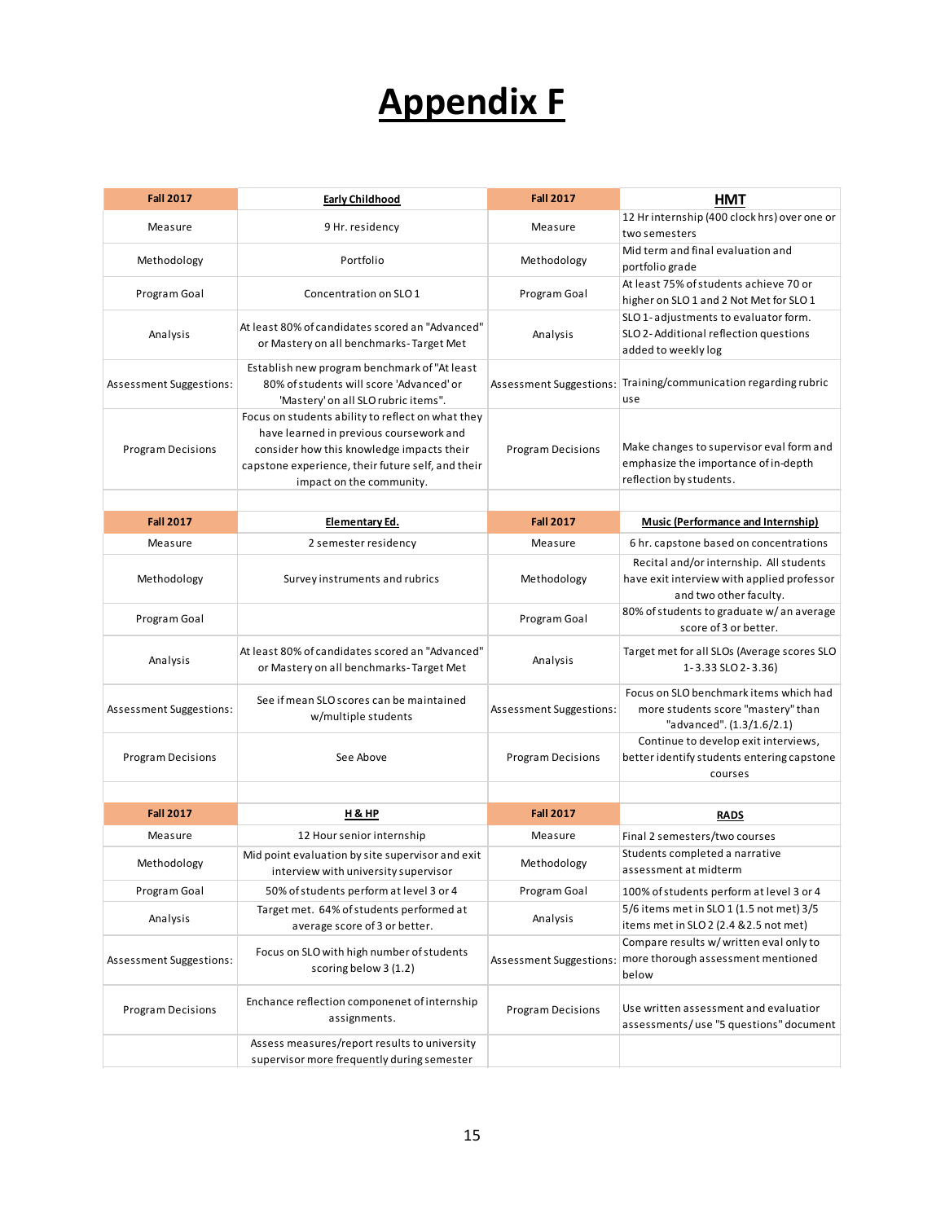# Appendix F

| Fall 2017 | Early Childhood | Fall 2017 | HMT |
|---|---|---|---|
| Measure | 9 Hr. residency | Measure | 12 Hr internship (400 clock hrs) over one or two semesters |
| Methodology | Portfolio | Methodology | Mid term and final evaluation and portfolio grade |
| Program Goal | Concentration on SLO 1 | Program Goal | At least 75% of students achieve 70 or higher on SLO 1 and 2 Not Met for SLO 1 |
| Analysis | At least 80% of candidates scored an "Advanced" or Mastery on all benchmarks - Target Met | Analysis | SLO 1 - adjustments to evaluator form. SLO 2 - Additional reflection questions added to weekly log |
| Assessment Suggestions: | Establish new program benchmark of "At least 80% of students will score 'Advanced' or 'Mastery' on all SLO rubric items". | Assessment Suggestions: | Training/communication regarding rubric use |
| Program Decisions | Focus on students ability to reflect on what they have learned in previous coursework and consider how this knowledge impacts their capstone experience, their future self, and their impact on the community. | Program Decisions | Make changes to supervisor eval form and emphasize the importance of in-depth reflection by students. |
| | | | |
| Fall 2017 | Elementary Ed. | Fall 2017 | Music (Performance and Internship) |
| Measure | 2 semester residency | Measure | 6 hr. capstone based on concentrations |
| Methodology | Survey instruments and rubrics | Methodology | Recital and/or internship. All students have exit interview with applied professor and two other faculty. |
| Program Goal | | Program Goal | 80% of students to graduate w/ an average score of 3 or better. |
| Analysis | At least 80% of candidates scored an "Advanced" or Mastery on all benchmarks - Target Met | Analysis | Target met for all SLOs (Average scores SLO 1 - 3.33 SLO 2 - 3.36) |
| Assessment Suggestions: | See if mean SLO scores can be maintained w/multiple students | Assessment Suggestions: | Focus on SLO benchmark items which had more students score "mastery" than "advanced". (1.3/1.6/2.1) |
| Program Decisions | See Above | Program Decisions | Continue to develop exit interviews, better identify students entering capstone courses |
| | | | |
| Fall 2017 | H & HP | Fall 2017 | RADS |
| Measure | 12 Hour senior internship | Measure | Final 2 semesters/two courses |
| Methodology | Mid point evaluation by site supervisor and exit interview with university supervisor | Methodology | Students completed a narrative assessment at midterm |
| Program Goal | 50% of students perform at level 3 or 4 | Program Goal | 100% of students perform at level 3 or 4 |
| Analysis | Target met. 64% of students performed at average score of 3 or better. | Analysis | 5/6 items met in SLO 1 (1.5 not met) 3/5 items met in SLO 2 (2.4 &2.5 not met) |
| Assessment Suggestions: | Focus on SLO with high number of students scoring below 3 (1.2) | Assessment Suggestions: | Compare results w/ written eval only to more thorough assessment mentioned below |
| Program Decisions | Enchance reflection componenet of internship assignments. | Program Decisions | Use written assessment and evaluatior assessments/ use "5 questions" document |
| | Assess measures/report results to university supervisor more frequently during semester | | |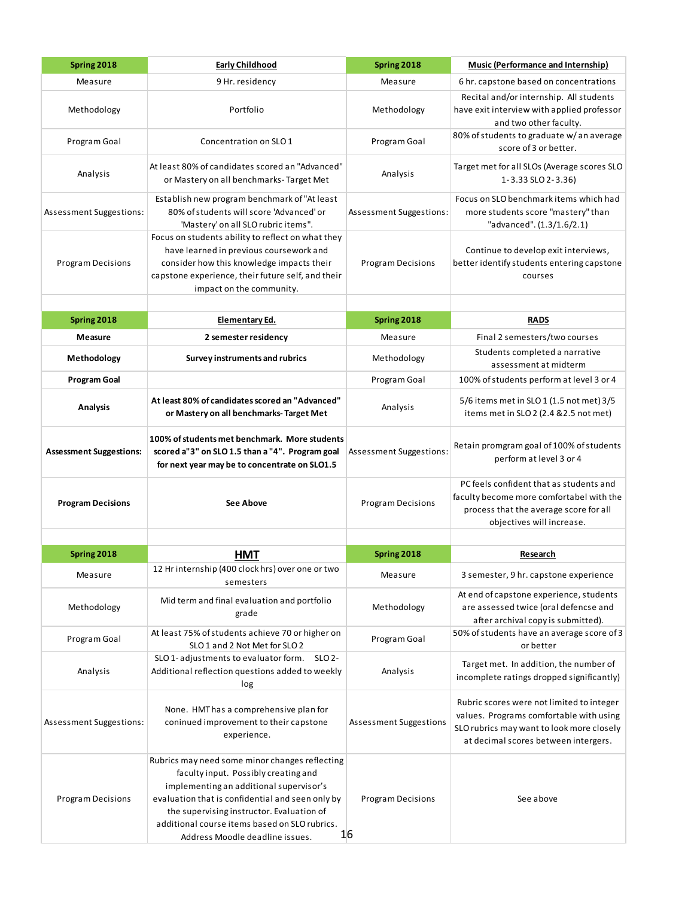| Spring 2018 | Early Childhood | Spring 2018 | Music (Performance and Internship) |
|---|---|---|---|
| Measure | 9 Hr. residency | Measure | 6 hr. capstone based on concentrations |
| Methodology | Portfolio | Methodology | Recital and/or internship. All students have exit interview with applied professor and two other faculty. |
| Program Goal | Concentration on SLO 1 | Program Goal | 80% of students to graduate w/ an average score of 3 or better. |
| Analysis | At least 80% of candidates scored an "Advanced" or Mastery on all benchmarks- Target Met | Analysis | Target met for all SLOs (Average scores SLO 1- 3.33 SLO 2- 3.36) |
| Assessment Suggestions: | Establish new program benchmark of "At least 80% of students will score 'Advanced' or 'Mastery' on all SLO rubric items". | Assessment Suggestions: | Focus on SLO benchmark items which had more students score "mastery" than "advanced". (1.3/1.6/2.1) |
| Program Decisions | Focus on students ability to reflect on what they have learned in previous coursework and consider how this knowledge impacts their capstone experience, their future self, and their impact on the community. | Program Decisions | Continue to develop exit interviews, better identify students entering capstone courses |

| Spring 2018 | Elementary Ed. | Spring 2018 | RADS |
|---|---|---|---|
| **Measure** | **2 semester residency** | Measure | Final 2 semesters/two courses |
| **Methodology** | **Survey instruments and rubrics** | Methodology | Students completed a narrative assessment at midterm |
| **Program Goal** | | Program Goal | 100% of students perform at level 3 or 4 |
| **Analysis** | **At least 80% of candidates scored an "Advanced" or Mastery on all benchmarks- Target Met** | Analysis | 5/6 items met in SLO 1 (1.5 not met) 3/5 items met in SLO 2 (2.4 &2.5 not met) |
| **Assessment Suggestions:** | **100% of students met benchmark. More students scored a"3" on SLO 1.5 than a "4". Program goal for next year may be to concentrate on SLO1.5** | Assessment Suggestions: | Retain promgram goal of 100% of students perform at level 3 or 4 |
| **Program Decisions** | **See Above** | Program Decisions | PC feels confident that as students and faculty become more comfortabel with the process that the average score for all objectives will increase. |

| Spring 2018 | HMT | Spring 2018 | Research |
|---|---|---|---|
| Measure | 12 Hr internship (400 clock hrs) over one or two semesters | Measure | 3 semester, 9 hr. capstone experience |
| Methodology | Mid term and final evaluation and portfolio grade | Methodology | At end of capstone experience, students are assessed twice (oral defencse and after archival copy is submitted). |
| Program Goal | At least 75% of students achieve 70 or higher on SLO 1 and 2 Not Met for SLO 2 | Program Goal | 50% of students have an average score of 3 or better |
| Analysis | SLO 1- adjustments to evaluator form. SLO 2- Additional reflection questions added to weekly log | Analysis | Target met. In addition, the number of incomplete ratings dropped significantly) |
| Assessment Suggestions: | None. HMT has a comprehensive plan for coninued improvement to their capstone experience. | Assessment Suggestions | Rubric scores were not limited to integer values. Programs comfortable with using SLO rubrics may want to look more closely at decimal scores between intergers. |
| Program Decisions | Rubrics may need some minor changes reflecting faculty input. Possibly creating and implementing an additional supervisor's evaluation that is confidential and seen only by the supervising instructor. Evaluation of additional course items based on SLO rubrics. Address Moodle deadline issues. | Program Decisions | See above |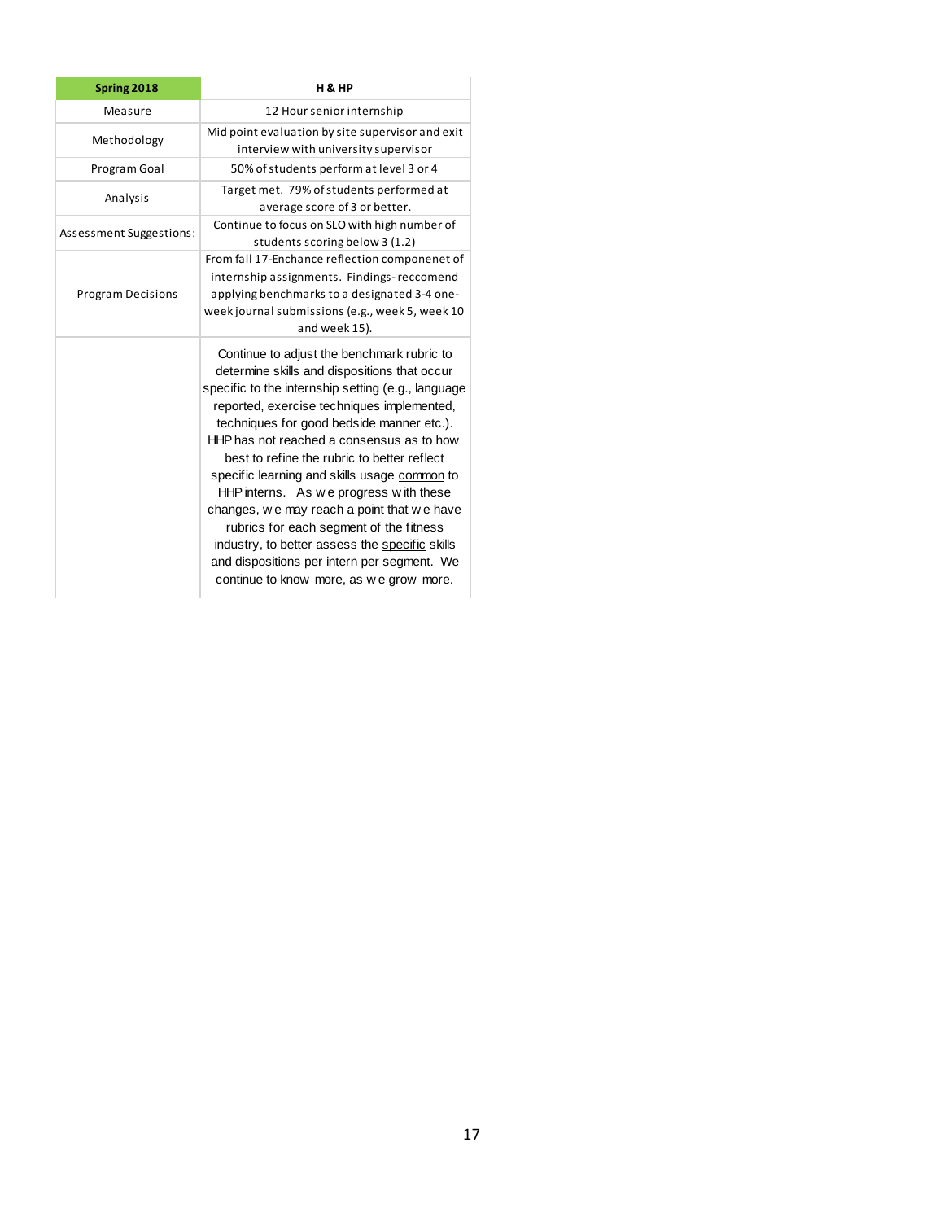| Spring 2018 | **H & HP** |
|---|---|
| Measure | 12 Hour senior internship |
| Methodology | Mid point evaluation by site supervisor and exit interview with university supervisor |
| Program Goal | 50% of students perform at level 3 or 4 |
| Analysis | Target met. 79% of students performed at average score of 3 or better. |
| Assessment Suggestions: | Continue to focus on SLO with high number of students scoring below 3 (1.2) |
| Program Decisions | From fall 17-Enchance reflection componenet of internship assignments. Findings- reccomend applying benchmarks to a designated 3-4 one-week journal submissions (e.g., week 5, week 10 and week 15). |
| | Continue to adjust the benchmark rubric to determine skills and dispositions that occur specific to the internship setting (e.g., language reported, exercise techniques implemented, techniques for good bedside manner etc.). HHP has not reached a consensus as to how best to refine the rubric to better reflect specific learning and skills usage common to HHP interns. As we progress with these changes, we may reach a point that we have rubrics for each segment of the fitness industry, to better assess the specific skills and dispositions per intern per segment. We continue to know more, as we grow more. |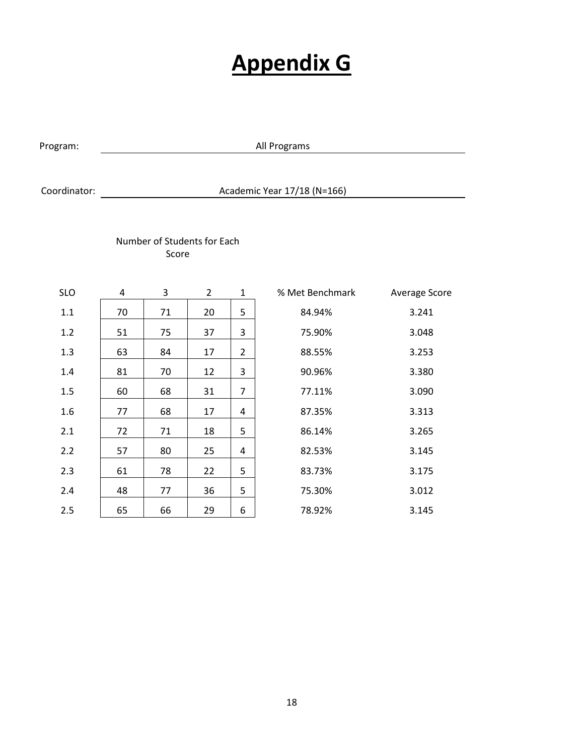# Appendix G

Program: All Programs

Coordinator: Academic Year 17/18 (N=166)

Number of Students for Each Score

| SLO | 4 | 3 | 2 | 1 | % Met Benchmark | Average Score |
|---|---|---|---|---|---|---|
| 1.1 | 70 | 71 | 20 | 5 | 84.94% | 3.241 |
| 1.2 | 51 | 75 | 37 | 3 | 75.90% | 3.048 |
| 1.3 | 63 | 84 | 17 | 2 | 88.55% | 3.253 |
| 1.4 | 81 | 70 | 12 | 3 | 90.96% | 3.380 |
| 1.5 | 60 | 68 | 31 | 7 | 77.11% | 3.090 |
| 1.6 | 77 | 68 | 17 | 4 | 87.35% | 3.313 |
| 2.1 | 72 | 71 | 18 | 5 | 86.14% | 3.265 |
| 2.2 | 57 | 80 | 25 | 4 | 82.53% | 3.145 |
| 2.3 | 61 | 78 | 22 | 5 | 83.73% | 3.175 |
| 2.4 | 48 | 77 | 36 | 5 | 75.30% | 3.012 |
| 2.5 | 65 | 66 | 29 | 6 | 78.92% | 3.145 |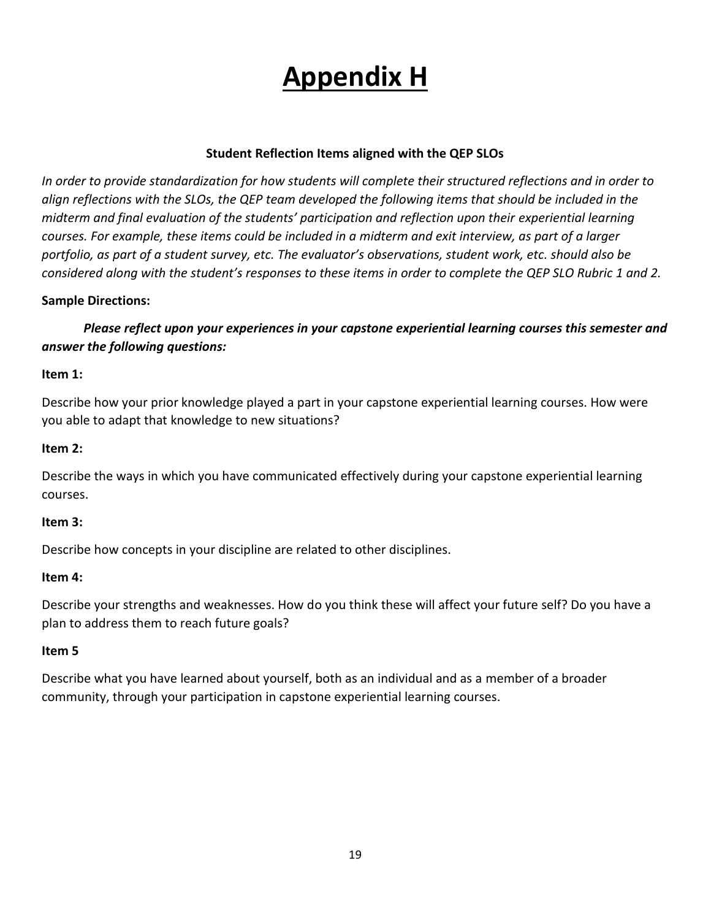# Appendix H

**Student Reflection Items aligned with the QEP SLOs**

*In order to provide standardization for how students will complete their structured reflections and in order to align reflections with the SLOs, the QEP team developed the following items that should be included in the midterm and final evaluation of the students' participation and reflection upon their experiential learning courses. For example, these items could be included in a midterm and exit interview, as part of a larger portfolio, as part of a student survey, etc. The evaluator's observations, student work, etc. should also be considered along with the student's responses to these items in order to complete the QEP SLO Rubric 1 and 2.*

**Sample Directions:**

***Please reflect upon your experiences in your capstone experiential learning courses this semester and answer the following questions:***

**Item 1:**

Describe how your prior knowledge played a part in your capstone experiential learning courses. How were you able to adapt that knowledge to new situations?

**Item 2:**

Describe the ways in which you have communicated effectively during your capstone experiential learning courses.

**Item 3:**

Describe how concepts in your discipline are related to other disciplines.

**Item 4:**

Describe your strengths and weaknesses. How do you think these will affect your future self? Do you have a plan to address them to reach future goals?

**Item 5**

Describe what you have learned about yourself, both as an individual and as a member of a broader community, through your participation in capstone experiential learning courses.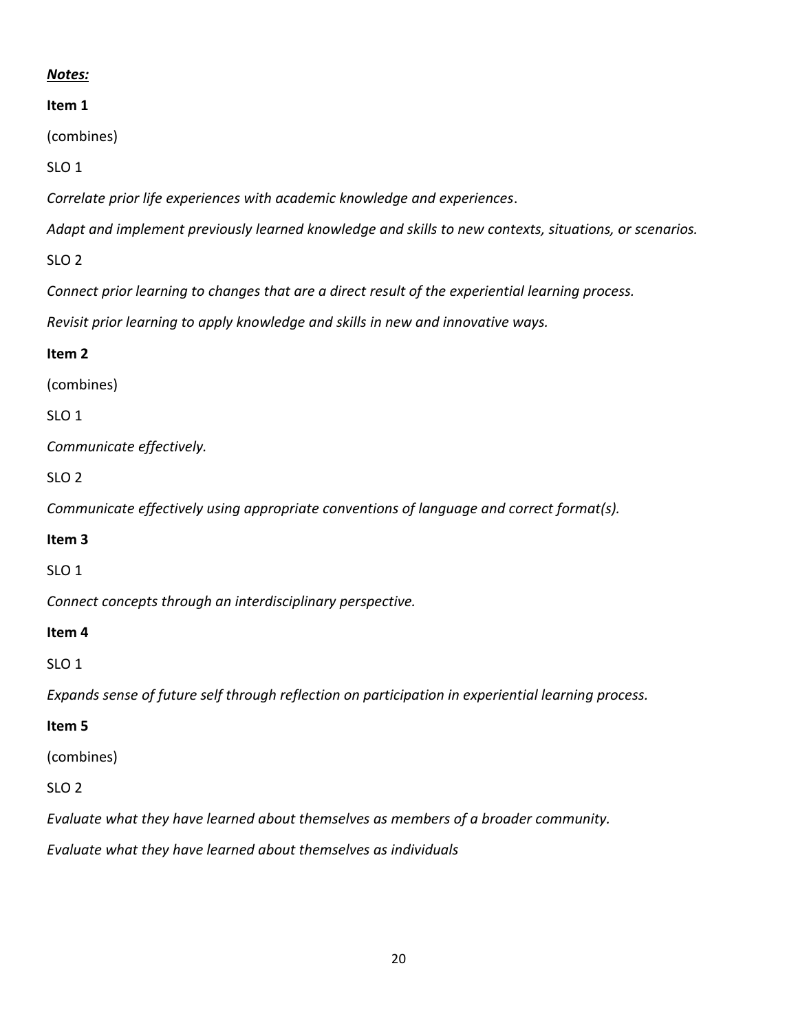***Notes:***

**Item 1**

(combines)

SLO 1

*Correlate prior life experiences with academic knowledge and experiences*.

*Adapt and implement previously learned knowledge and skills to new contexts, situations, or scenarios.*

SLO 2

*Connect prior learning to changes that are a direct result of the experiential learning process.*

*Revisit prior learning to apply knowledge and skills in new and innovative ways.*

**Item 2**

(combines)

SLO 1

*Communicate effectively.*

SLO 2

*Communicate effectively using appropriate conventions of language and correct format(s).*

**Item 3**

SLO 1

*Connect concepts through an interdisciplinary perspective.*

**Item 4**

SLO 1

*Expands sense of future self through reflection on participation in experiential learning process.*

**Item 5**

(combines)

SLO 2

*Evaluate what they have learned about themselves as members of a broader community.*

*Evaluate what they have learned about themselves as individuals*